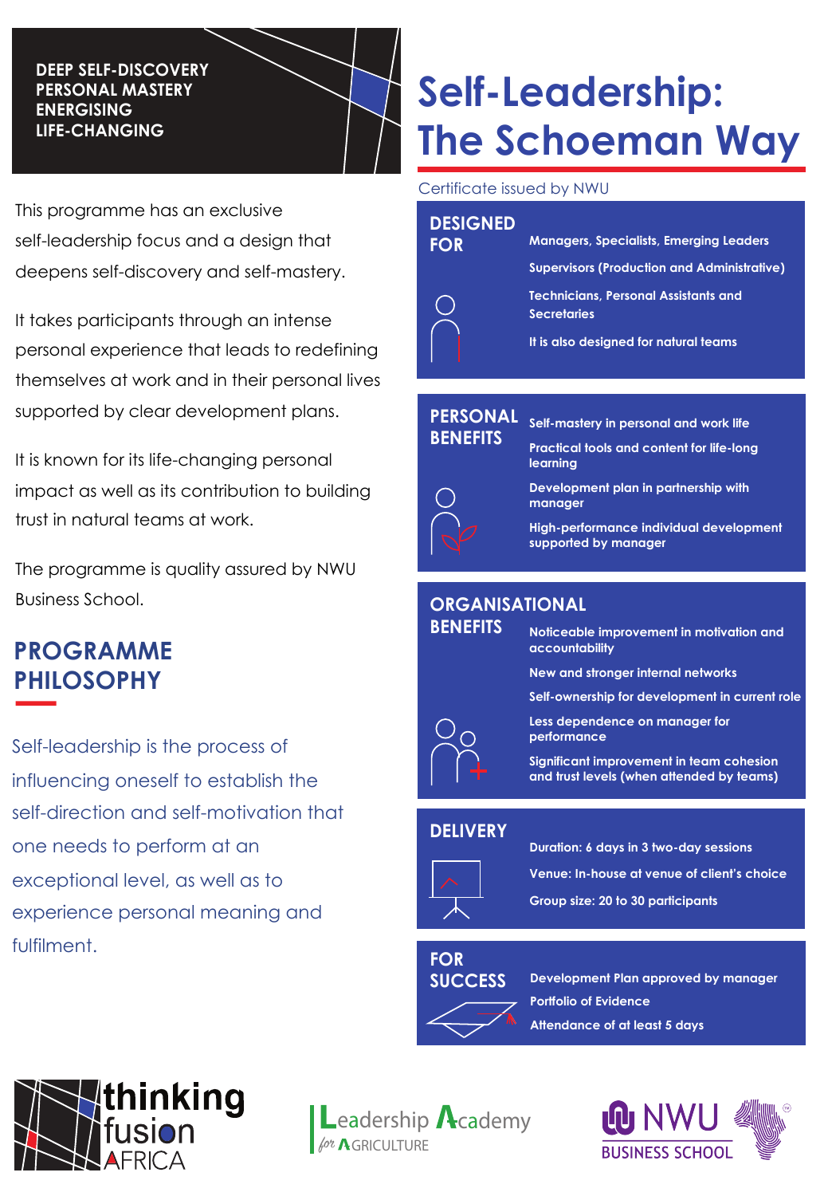**DEEP SELF-DISCOVERY**
**PERSONAL MASTERY**
**ENERGISING**
**LIFE-CHANGING**

# Self-Leadership: The Schoeman Way

Certificate issued by NWU

This programme has an exclusive self-leadership focus and a design that deepens self-discovery and self-mastery.

It takes participants through an intense personal experience that leads to redefining themselves at work and in their personal lives supported by clear development plans.

It is known for its life-changing personal impact as well as its contribution to building trust in natural teams at work.

The programme is quality assured by NWU Business School.

## PROGRAMME PHILOSOPHY

Self-leadership is the process of influencing oneself to establish the self-direction and self-motivation that one needs to perform at an exceptional level, as well as to experience personal meaning and fulfilment.

## DESIGNED FOR

- Managers, Specialists, Emerging Leaders
- Supervisors (Production and Administrative)
- Technicians, Personal Assistants and Secretaries
- It is also designed for natural teams

## PERSONAL BENEFITS

- Self-mastery in personal and work life
- Practical tools and content for life-long learning
- Development plan in partnership with manager
- High-performance individual development supported by manager

## ORGANISATIONAL BENEFITS

- Noticeable improvement in motivation and accountability
- New and stronger internal networks
- Self-ownership for development in current role
- Less dependence on manager for performance
- Significant improvement in team cohesion and trust levels (when attended by teams)

## DELIVERY

- Duration: 6 days in 3 two-day sessions
- Venue: In-house at venue of client's choice
- Group size: 20 to 30 participants

## FOR SUCCESS

- Development Plan approved by manager
- Portfolio of Evidence
- Attendance of at least 5 days

thinking fusion AFRICA

Leadership Academy for AGRICULTURE

NWU BUSINESS SCHOOL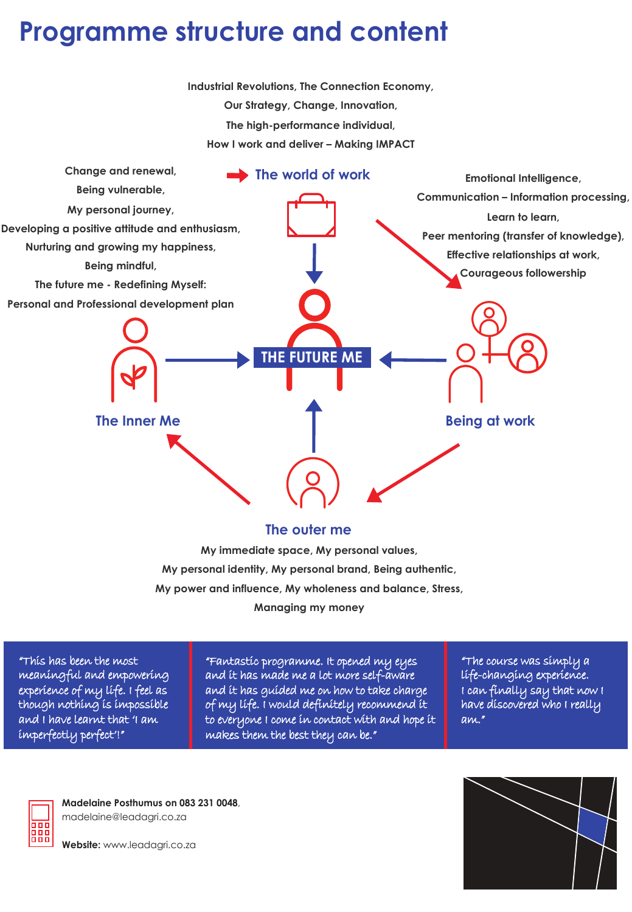# Programme structure and content

Industrial Revolutions, The Connection Economy,
Our Strategy, Change, Innovation,
The high-performance individual,
How I work and deliver – Making IMPACT

Change and renewal,
Being vulnerable,
My personal journey,
Developing a positive attitude and enthusiasm,
Nurturing and growing my happiness,
Being mindful,
The future me - Redefining Myself:
Personal and Professional development plan

The world of work

Emotional Intelligence,
Communication – Information processing,
Learn to learn,
Peer mentoring (transfer of knowledge),
Effective relationships at work,
Courageous followership

THE FUTURE ME

The Inner Me

Being at work

The outer me

My immediate space, My personal values,
My personal identity, My personal brand, Being authentic,
My power and influence, My wholeness and balance, Stress,
Managing my money

*"This has been the most meaningful and empowering experience of my life. I feel as though nothing is impossible and I have learnt that 'I am imperfectly perfect'!"*

*"Fantastic programme. It opened my eyes and it has made me a lot more self-aware and it has guided me on how to take charge of my life. I would definitely recommend it to everyone I come in contact with and hope it makes them the best they can be."*

*"The course was simply a life-changing experience. I can finally say that now I have discovered who I really am."*

**Madelaine Posthumus on 083 231 0048**,
madelaine@leadagri.co.za

**Website:** www.leadagri.co.za